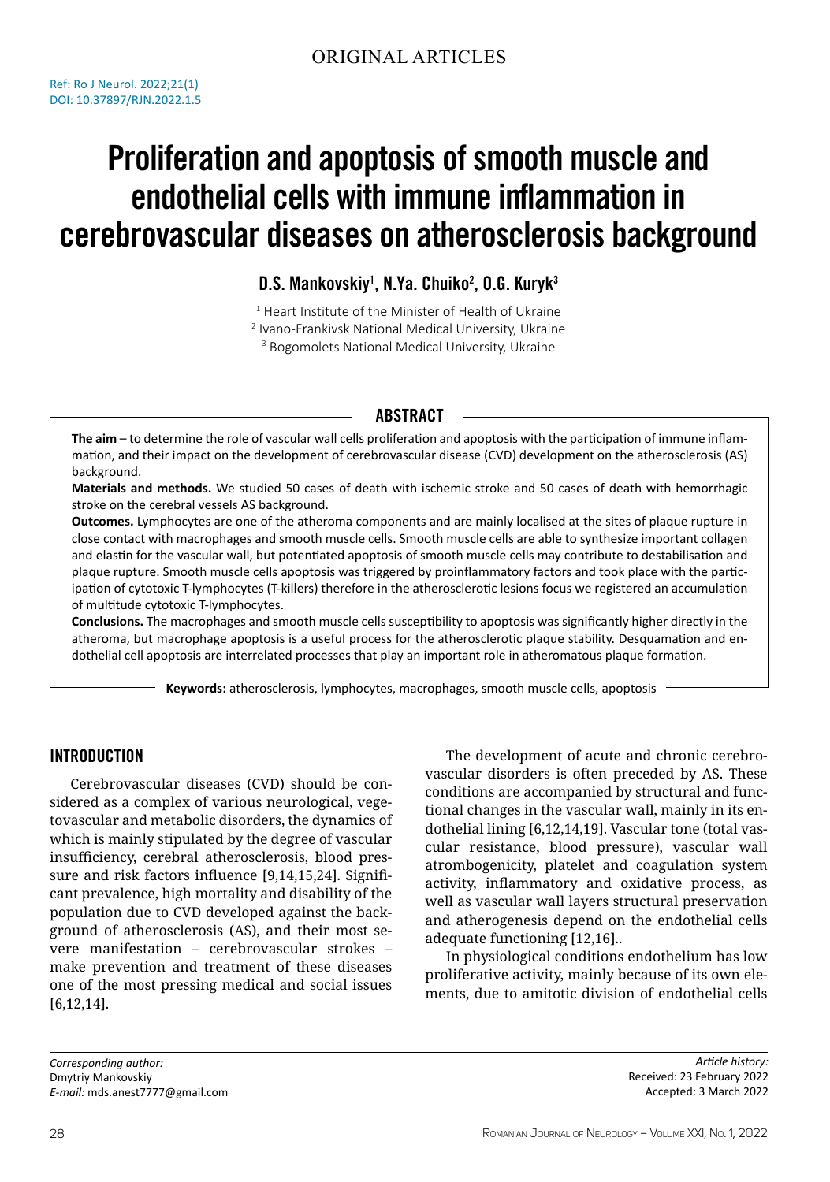ORIGINAL ARTICLES

Ref: Ro J Neurol. 2022;21(1)
DOI: 10.37897/RJN.2022.1.5

# Proliferation and apoptosis of smooth muscle and endothelial cells with immune inflammation in cerebrovascular diseases on atherosclerosis background

**D.S. Mankovskiy[1], N.Ya. Chuiko[2], O.G. Kuryk[3]**

[1] Heart Institute of the Minister of Health of Ukraine
[2] Ivano-Frankivsk National Medical University, Ukraine
[3] Bogomolets National Medical University, Ukraine

## ABSTRACT

**The aim** – to determine the role of vascular wall cells proliferation and apoptosis with the participation of immune inflammation, and their impact on the development of cerebrovascular disease (CVD) development on the atherosclerosis (AS) background.

**Materials and methods.** We studied 50 cases of death with ischemic stroke and 50 cases of death with hemorrhagic stroke on the cerebral vessels AS background.

**Outcomes.** Lymphocytes are one of the atheroma components and are mainly localised at the sites of plaque rupture in close contact with macrophages and smooth muscle cells. Smooth muscle cells are able to synthesize important collagen and elastin for the vascular wall, but potentiated apoptosis of smooth muscle cells may contribute to destabilisation and plaque rupture. Smooth muscle cells apoptosis was triggered by proinflammatory factors and took place with the participation of cytotoxic T-lymphocytes (T-killers) therefore in the atherosclerotic lesions focus we registered an accumulation of multitude cytotoxic T-lymphocytes.

**Conclusions.** The macrophages and smooth muscle cells susceptibility to apoptosis was significantly higher directly in the atheroma, but macrophage apoptosis is a useful process for the atherosclerotic plaque stability. Desquamation and endothelial cell apoptosis are interrelated processes that play an important role in atheromatous plaque formation.

**Keywords:** atherosclerosis, lymphocytes, macrophages, smooth muscle cells, apoptosis

## INTRODUCTION

Cerebrovascular diseases (CVD) should be considered as a complex of various neurological, vegetovascular and metabolic disorders, the dynamics of which is mainly stipulated by the degree of vascular insufficiency, cerebral atherosclerosis, blood pressure and risk factors influence [9,14,15,24]. Significant prevalence, high mortality and disability of the population due to CVD developed against the background of atherosclerosis (AS), and their most severe manifestation – cerebrovascular strokes – make prevention and treatment of these diseases one of the most pressing medical and social issues [6,12,14].

The development of acute and chronic cerebrovascular disorders is often preceded by AS. These conditions are accompanied by structural and functional changes in the vascular wall, mainly in its endothelial lining [6,12,14,19]. Vascular tone (total vascular resistance, blood pressure), vascular wall atrombogenicity, platelet and coagulation system activity, inflammatory and oxidative process, as well as vascular wall layers structural preservation and atherogenesis depend on the endothelial cells adequate functioning [12,16]..

In physiological conditions endothelium has low proliferative activity, mainly because of its own elements, due to amitotic division of endothelial cells

*Corresponding author:*
Dmytriy Mankovskiy
*E-mail:* mds.anest7777@gmail.com

*Article history:*
Received: 23 February 2022
Accepted: 3 March 2022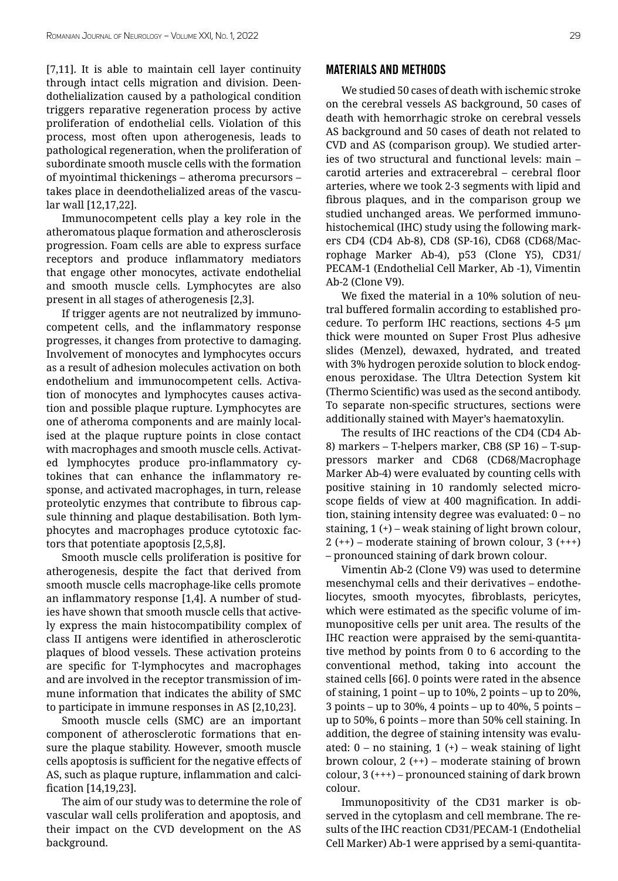[7,11]. It is able to maintain cell layer continuity through intact cells migration and division. Deendothelialization caused by a pathological condition triggers reparative regeneration process by active proliferation of endothelial cells. Violation of this process, most often upon atherogenesis, leads to pathological regeneration, when the proliferation of subordinate smooth muscle cells with the formation of myointimal thickenings – atheroma precursors – takes place in deendothelialized areas of the vascular wall [12,17,22].

Immunocompetent cells play a key role in the atheromatous plaque formation and atherosclerosis progression. Foam cells are able to express surface receptors and produce inflammatory mediators that engage other monocytes, activate endothelial and smooth muscle cells. Lymphocytes are also present in all stages of atherogenesis [2,3].

If trigger agents are not neutralized by immunocompetent cells, and the inflammatory response progresses, it changes from protective to damaging. Involvement of monocytes and lymphocytes occurs as a result of adhesion molecules activation on both endothelium and immunocompetent cells. Activation of monocytes and lymphocytes causes activation and possible plaque rupture. Lymphocytes are one of atheroma components and are mainly localised at the plaque rupture points in close contact with macrophages and smooth muscle cells. Activated lymphocytes produce pro-inflammatory cytokines that can enhance the inflammatory response, and activated macrophages, in turn, release proteolytic enzymes that contribute to fibrous capsule thinning and plaque destabilisation. Both lymphocytes and macrophages produce cytotoxic factors that potentiate apoptosis [2,5,8].

Smooth muscle cells proliferation is positive for atherogenesis, despite the fact that derived from smooth muscle cells macrophage-like cells promote an inflammatory response [1,4]. A number of studies have shown that smooth muscle cells that actively express the main histocompatibility complex of class II antigens were identified in atherosclerotic plaques of blood vessels. These activation proteins are specific for T-lymphocytes and macrophages and are involved in the receptor transmission of immune information that indicates the ability of SMC to participate in immune responses in AS [2,10,23].

Smooth muscle cells (SMC) are an important component of atherosclerotic formations that ensure the plaque stability. However, smooth muscle cells apoptosis is sufficient for the negative effects of AS, such as plaque rupture, inflammation and calcification [14,19,23].

The aim of our study was to determine the role of vascular wall cells proliferation and apoptosis, and their impact on the CVD development on the AS background.

## MATERIALS AND METHODS

We studied 50 cases of death with ischemic stroke on the cerebral vessels AS background, 50 cases of death with hemorrhagic stroke on cerebral vessels AS background and 50 cases of death not related to CVD and AS (comparison group). We studied arteries of two structural and functional levels: main – carotid arteries and extracerebral – cerebral floor arteries, where we took 2-3 segments with lipid and fibrous plaques, and in the comparison group we studied unchanged areas. We performed immunohistochemical (IHC) study using the following markers CD4 (CD4 Ab-8), CD8 (SP-16), CD68 (CD68/Macrophage Marker Ab-4), p53 (Clone Y5), CD31/PECAM-1 (Endothelial Cell Marker, Ab -1), Vimentin Ab-2 (Clone V9).

We fixed the material in a 10% solution of neutral buffered formalin according to established procedure. To perform IHC reactions, sections 4-5 µm thick were mounted on Super Frost Plus adhesive slides (Menzel), dewaxed, hydrated, and treated with 3% hydrogen peroxide solution to block endogenous peroxidase. The Ultra Detection System kit (Thermo Scientific) was used as the second antibody. To separate non-specific structures, sections were additionally stained with Mayer's haematoxylin.

The results of IHC reactions of the CD4 (CD4 Ab-8) markers – T-helpers marker, CB8 (SP 16) – T-suppressors marker and CD68 (CD68/Macrophage Marker Ab-4) were evaluated by counting cells with positive staining in 10 randomly selected microscope fields of view at 400 magnification. In addition, staining intensity degree was evaluated: 0 – no staining, 1 (+) – weak staining of light brown colour, 2 (++) – moderate staining of brown colour, 3 (+++) – pronounced staining of dark brown colour.

Vimentin Ab-2 (Clone V9) was used to determine mesenchymal cells and their derivatives – endotheliocytes, smooth myocytes, fibroblasts, pericytes, which were estimated as the specific volume of immunopositive cells per unit area. The results of the IHC reaction were appraised by the semi-quantitative method by points from 0 to 6 according to the conventional method, taking into account the stained cells [66]. 0 points were rated in the absence of staining, 1 point – up to 10%, 2 points – up to 20%, 3 points – up to 30%, 4 points – up to 40%, 5 points – up to 50%, 6 points – more than 50% cell staining. In addition, the degree of staining intensity was evaluated: 0 – no staining, 1 (+) – weak staining of light brown colour, 2 (++) – moderate staining of brown colour, 3 (+++) – pronounced staining of dark brown colour.

Immunopositivity of the CD31 marker is observed in the cytoplasm and cell membrane. The results of the IHC reaction CD31/PECAM-1 (Endothelial Cell Marker) Ab-1 were apprised by a semi-quantita-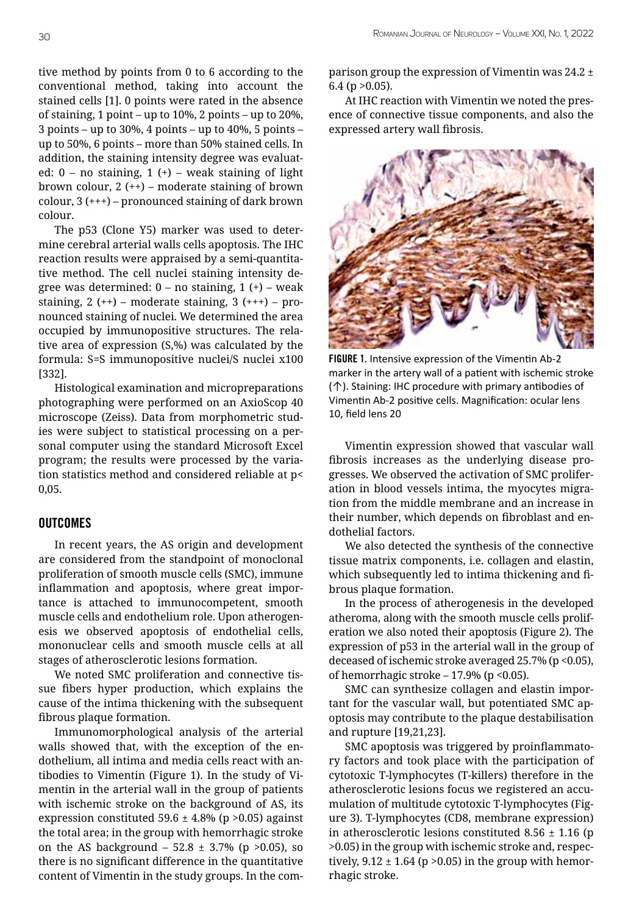tive method by points from 0 to 6 according to the conventional method, taking into account the stained cells [1]. 0 points were rated in the absence of staining, 1 point – up to 10%, 2 points – up to 20%, 3 points – up to 30%, 4 points – up to 40%, 5 points – up to 50%, 6 points – more than 50% stained cells. In addition, the staining intensity degree was evaluated: 0 – no staining, 1 (+) – weak staining of light brown colour, 2 (++) – moderate staining of brown colour, 3 (+++) – pronounced staining of dark brown colour.

The p53 (Clone Y5) marker was used to determine cerebral arterial walls cells apoptosis. The IHC reaction results were appraised by a semi-quantitative method. The cell nuclei staining intensity degree was determined: 0 – no staining, 1 (+) – weak staining, 2 (++) – moderate staining, 3 (+++) – pronounced staining of nuclei. We determined the area occupied by immunopositive structures. The relative area of expression (S,%) was calculated by the formula: S=S immunopositive nuclei/S nuclei x100 [332].

Histological examination and micropreparations photographing were performed on an AxioScop 40 microscope (Zeiss). Data from morphometric studies were subject to statistical processing on a personal computer using the standard Microsoft Excel program; the results were processed by the variation statistics method and considered reliable at p< 0,05.

## OUTCOMES

In recent years, the AS origin and development are considered from the standpoint of monoclonal proliferation of smooth muscle cells (SMC), immune inflammation and apoptosis, where great importance is attached to immunocompetent, smooth muscle cells and endothelium role. Upon atherogenesis we observed apoptosis of endothelial cells, mononuclear cells and smooth muscle cells at all stages of atherosclerotic lesions formation.

We noted SMC proliferation and connective tissue fibers hyper production, which explains the cause of the intima thickening with the subsequent fibrous plaque formation.

Immunomorphological analysis of the arterial walls showed that, with the exception of the endothelium, all intima and media cells react with antibodies to Vimentin (Figure 1). In the study of Vimentin in the arterial wall in the group of patients with ischemic stroke on the background of AS, its expression constituted 59.6 ± 4.8% (p >0.05) against the total area; in the group with hemorrhagic stroke on the AS background – 52.8 ± 3.7% (p >0.05), so there is no significant difference in the quantitative content of Vimentin in the study groups. In the comparison group the expression of Vimentin was 24.2 ± 6.4 (p >0.05).

At IHC reaction with Vimentin we noted the presence of connective tissue components, and also the expressed artery wall fibrosis.

**FIGURE 1.** Intensive expression of the Vimentin Ab-2 marker in the artery wall of a patient with ischemic stroke (↑). Staining: IHC procedure with primary antibodies of Vimentin Ab-2 positive cells. Magnification: ocular lens 10, field lens 20

Vimentin expression showed that vascular wall fibrosis increases as the underlying disease progresses. We observed the activation of SMC proliferation in blood vessels intima, the myocytes migration from the middle membrane and an increase in their number, which depends on fibroblast and endothelial factors.

We also detected the synthesis of the connective tissue matrix components, i.e. collagen and elastin, which subsequently led to intima thickening and fibrous plaque formation.

In the process of atherogenesis in the developed atheroma, along with the smooth muscle cells proliferation we also noted their apoptosis (Figure 2). The expression of p53 in the arterial wall in the group of deceased of ischemic stroke averaged 25.7% (p <0.05), of hemorrhagic stroke – 17.9% (p <0.05).

SMC can synthesize collagen and elastin important for the vascular wall, but potentiated SMC apoptosis may contribute to the plaque destabilisation and rupture [19,21,23].

SMC apoptosis was triggered by proinflammatory factors and took place with the participation of cytotoxic T-lymphocytes (T-killers) therefore in the atherosclerotic lesions focus we registered an accumulation of multitude cytotoxic T-lymphocytes (Figure 3). T-lymphocytes (CD8, membrane expression) in atherosclerotic lesions constituted 8.56 ± 1.16 (p >0.05) in the group with ischemic stroke and, respectively, 9.12 ± 1.64 (p >0.05) in the group with hemorrhagic stroke.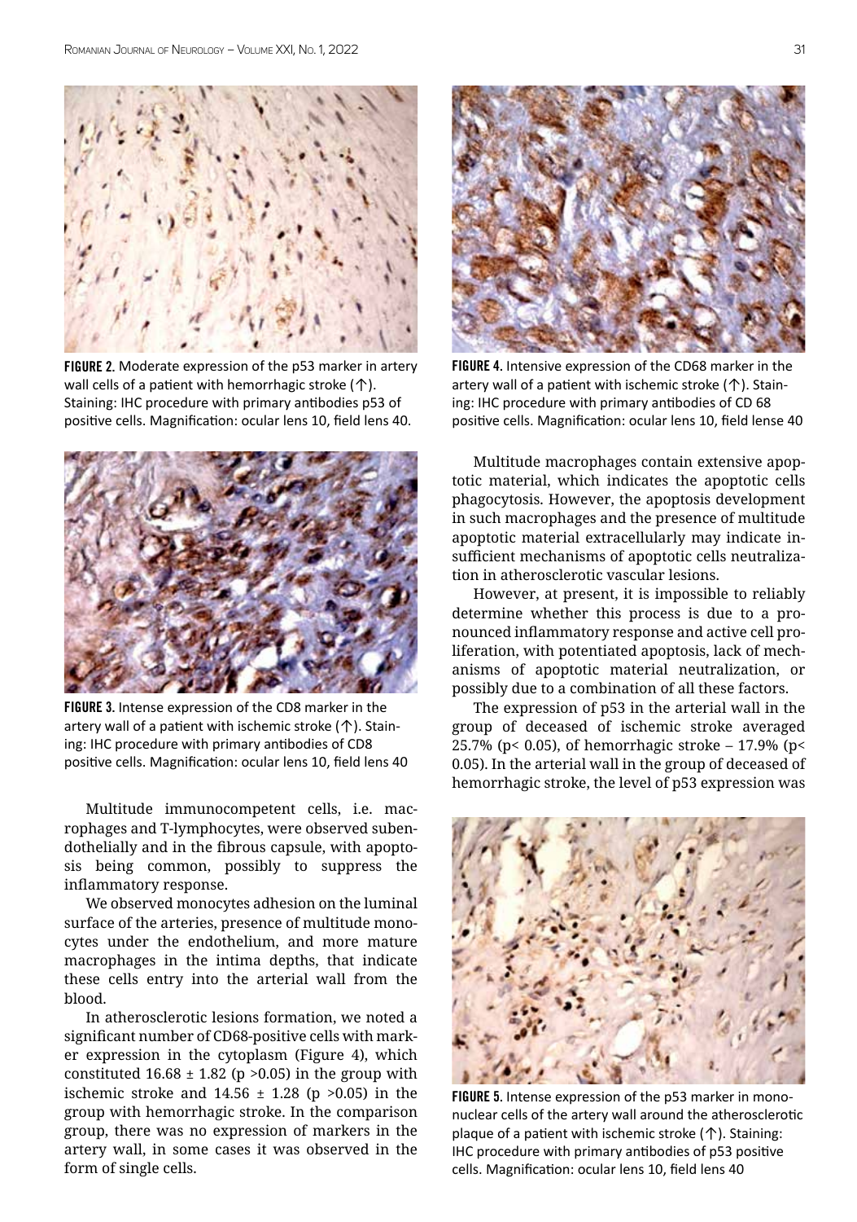FIGURE 2. Moderate expression of the p53 marker in artery wall cells of a patient with hemorrhagic stroke (↑). Staining: IHC procedure with primary antibodies p53 of positive cells. Magnification: ocular lens 10, field lens 40.

FIGURE 3. Intense expression of the CD8 marker in the artery wall of a patient with ischemic stroke (↑). Staining: IHC procedure with primary antibodies of CD8 positive cells. Magnification: ocular lens 10, field lens 40

Multitude immunocompetent cells, i.e. macrophages and T-lymphocytes, were observed subendothelially and in the fibrous capsule, with apoptosis being common, possibly to suppress the inflammatory response.

We observed monocytes adhesion on the luminal surface of the arteries, presence of multitude monocytes under the endothelium, and more mature macrophages in the intima depths, that indicate these cells entry into the arterial wall from the blood.

In atherosclerotic lesions formation, we noted a significant number of CD68-positive cells with marker expression in the cytoplasm (Figure 4), which constituted $16.68 \pm 1.82$ ($p > 0.05$) in the group with ischemic stroke and $14.56 \pm 1.28$ ($p > 0.05$) in the group with hemorrhagic stroke. In the comparison group, there was no expression of markers in the artery wall, in some cases it was observed in the form of single cells.

FIGURE 4. Intensive expression of the CD68 marker in the artery wall of a patient with ischemic stroke (↑). Staining: IHC procedure with primary antibodies of CD 68 positive cells. Magnification: ocular lens 10, field lense 40

Multitude macrophages contain extensive apoptotic material, which indicates the apoptotic cells phagocytosis. However, the apoptosis development in such macrophages and the presence of multitude apoptotic material extracellularly may indicate insufficient mechanisms of apoptotic cells neutralization in atherosclerotic vascular lesions.

However, at present, it is impossible to reliably determine whether this process is due to a pronounced inflammatory response and active cell proliferation, with potentiated apoptosis, lack of mechanisms of apoptotic material neutralization, or possibly due to a combination of all these factors.

The expression of p53 in the arterial wall in the group of deceased of ischemic stroke averaged 25.7% ($p < 0.05$), of hemorrhagic stroke – 17.9% ($p < 0.05$). In the arterial wall in the group of deceased of hemorrhagic stroke, the level of p53 expression was

FIGURE 5. Intense expression of the p53 marker in mononuclear cells of the artery wall around the atherosclerotic plaque of a patient with ischemic stroke (↑). Staining: IHC procedure with primary antibodies of p53 positive cells. Magnification: ocular lens 10, field lens 40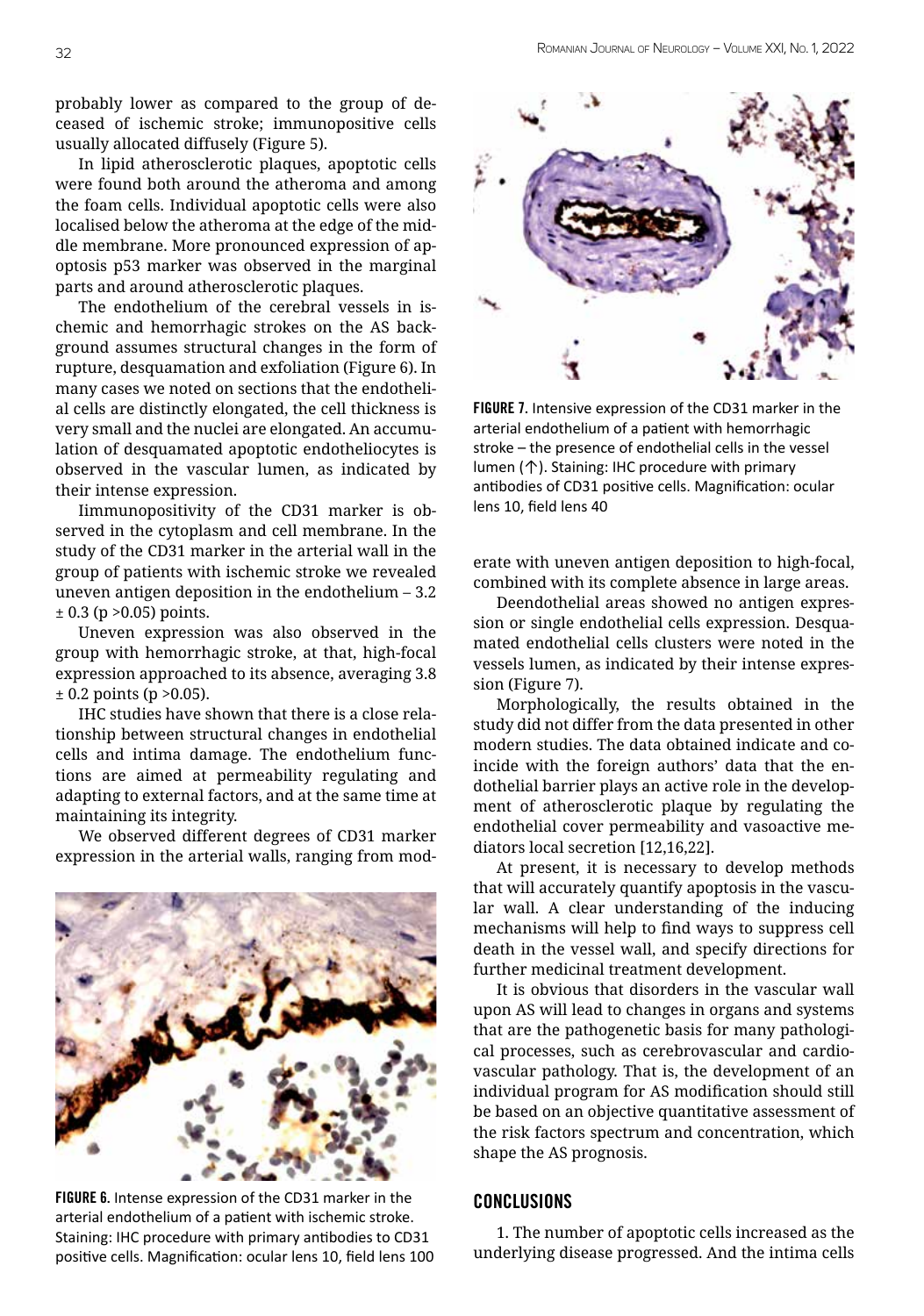probably lower as compared to the group of deceased of ischemic stroke; immunopositive cells usually allocated diffusely (Figure 5).

In lipid atherosclerotic plaques, apoptotic cells were found both around the atheroma and among the foam cells. Individual apoptotic cells were also localised below the atheroma at the edge of the middle membrane. More pronounced expression of apoptosis p53 marker was observed in the marginal parts and around atherosclerotic plaques.

The endothelium of the cerebral vessels in ischemic and hemorrhagic strokes on the AS background assumes structural changes in the form of rupture, desquamation and exfoliation (Figure 6). In many cases we noted on sections that the endothelial cells are distinctly elongated, the cell thickness is very small and the nuclei are elongated. An accumulation of desquamated apoptotic endotheliocytes is observed in the vascular lumen, as indicated by their intense expression.

Iimmunopositivity of the CD31 marker is observed in the cytoplasm and cell membrane. In the study of the CD31 marker in the arterial wall in the group of patients with ischemic stroke we revealed uneven antigen deposition in the endothelium – 3.2 ± 0.3 ($p > 0.05$) points.

Uneven expression was also observed in the group with hemorrhagic stroke, at that, high-focal expression approached to its absence, averaging 3.8 ± 0.2 points ($p > 0.05$).

IHC studies have shown that there is a close relationship between structural changes in endothelial cells and intima damage. The endothelium functions are aimed at permeability regulating and adapting to external factors, and at the same time at maintaining its integrity.

We observed different degrees of CD31 marker expression in the arterial walls, ranging from moderate with uneven antigen deposition to high-focal, combined with its complete absence in large areas.

**FIGURE 6.** Intense expression of the CD31 marker in the arterial endothelium of a patient with ischemic stroke. Staining: IHC procedure with primary antibodies to CD31 positive cells. Magnification: ocular lens 10, field lens 100

**FIGURE 7.** Intensive expression of the CD31 marker in the arterial endothelium of a patient with hemorrhagic stroke – the presence of endothelial cells in the vessel lumen (↑). Staining: IHC procedure with primary antibodies of CD31 positive cells. Magnification: ocular lens 10, field lens 40

Deendothelial areas showed no antigen expression or single endothelial cells expression. Desquamated endothelial cells clusters were noted in the vessels lumen, as indicated by their intense expression (Figure 7).

Morphologically, the results obtained in the study did not differ from the data presented in other modern studies. The data obtained indicate and coincide with the foreign authors' data that the endothelial barrier plays an active role in the development of atherosclerotic plaque by regulating the endothelial cover permeability and vasoactive mediators local secretion [12,16,22].

At present, it is necessary to develop methods that will accurately quantify apoptosis in the vascular wall. A clear understanding of the inducing mechanisms will help to find ways to suppress cell death in the vessel wall, and specify directions for further medicinal treatment development.

It is obvious that disorders in the vascular wall upon AS will lead to changes in organs and systems that are the pathogenetic basis for many pathological processes, such as cerebrovascular and cardiovascular pathology. That is, the development of an individual program for AS modification should still be based on an objective quantitative assessment of the risk factors spectrum and concentration, which shape the AS prognosis.

## CONCLUSIONS

1. The number of apoptotic cells increased as the underlying disease progressed. And the intima cells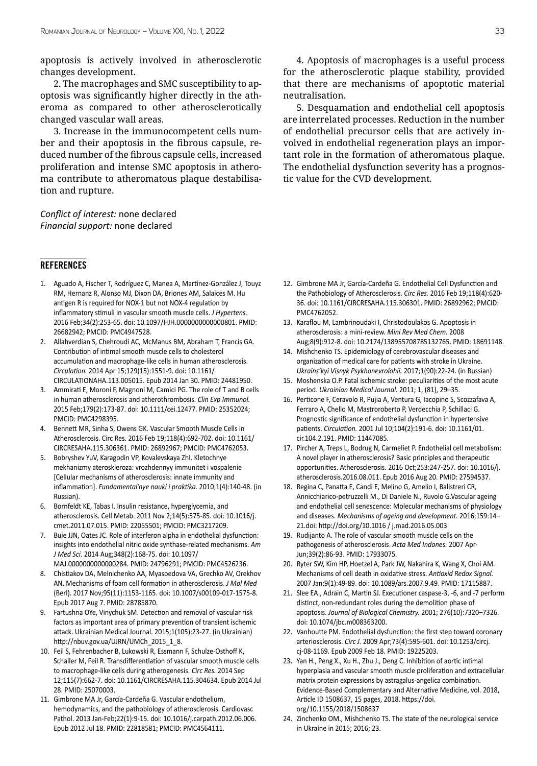apoptosis is actively involved in atherosclerotic changes development.

2. The macrophages and SMC susceptibility to apoptosis was significantly higher directly in the atheroma as compared to other atherosclerotically changed vascular wall areas.

3. Increase in the immunocompetent cells number and their apoptosis in the fibrous capsule, reduced number of the fibrous capsule cells, increased proliferation and intense SMC apoptosis in atheroma contribute to atheromatous plaque destabilisation and rupture.

4. Apoptosis of macrophages is a useful process for the atherosclerotic plaque stability, provided that there are mechanisms of apoptotic material neutralisation.

5. Desquamation and endothelial cell apoptosis are interrelated processes. Reduction in the number of endothelial precursor cells that are actively involved in endothelial regeneration plays an important role in the formation of atheromatous plaque. The endothelial dysfunction severity has a prognostic value for the CVD development.

*Conflict of interest:* none declared
*Financial support:* none declared

## REFERENCES

1. Aguado A, Fischer T, Rodríguez C, Manea A, Martínez-González J, Touyz RM, Hernanz R, Alonso MJ, Dixon DA, Briones AM, Salaices M. Hu antigen R is required for NOX-1 but not NOX-4 regulation by inflammatory stimuli in vascular smooth muscle cells. *J Hypertens.* 2016 Feb;34(2):253-65. doi: 10.1097/HJH.0000000000000801. PMID: 26682942; PMCID: PMC4947528.
2. Allahverdian S, Chehroudi AC, McManus BM, Abraham T, Francis GA. Contribution of intimal smooth muscle cells to cholesterol accumulation and macrophage-like cells in human atherosclerosis. *Circulation.* 2014 Apr 15;129(15):1551-9. doi: 10.1161/CIRCULATIONAHA.113.005015. Epub 2014 Jan 30. PMID: 24481950.
3. Ammirati E, Moroni F, Magnoni M, Camici PG. The role of T and B cells in human atherosclerosis and atherothrombosis. *Clin Exp Immunol.* 2015 Feb;179(2):173-87. doi: 10.1111/cei.12477. PMID: 25352024; PMCID: PMC4298395.
4. Bennett MR, Sinha S, Owens GK. Vascular Smooth Muscle Cells in Atherosclerosis. Circ Res. 2016 Feb 19;118(4):692-702. doi: 10.1161/CIRCRESAHA.115.306361. PMID: 26892967; PMCID: PMC4762053.
5. Bobryshev YuV, Karagodin VP, Kovalevskaya ZhI. Kletochnye mekhanizmy ateroskleroza: vrozhdennyy immunitet i vospalenie [Cellular mechanisms of atherosclerosis: innate immunity and inflammation]. *Fundamental'nye nauki i praktika.* 2010;1(4):140-48. (in Russian).
6. Bornfeldt KE, Tabas I. Insulin resistance, hyperglycemia, and atherosclerosis. Cell Metab. 2011 Nov 2;14(5):575-85. doi: 10.1016/j.cmet.2011.07.015. PMID: 22055501; PMCID: PMC3217209.
7. Buie JJN, Oates JC. Role of interferon alpha in endothelial dysfunction: insights into endothelial nitric oxide synthase-related mechanisms. *Am J Med Sci.* 2014 Aug;348(2):168-75. doi: 10.1097/MAJ.0000000000000284. PMID: 24796291; PMCID: PMC4526236.
8. Chistiakov DA, Melnichenko AA, Myasoedova VA, Grechko AV, Orekhov AN. Mechanisms of foam cell formation in atherosclerosis. *J Mol Med* (Berl). 2017 Nov;95(11):1153-1165. doi: 10.1007/s00109-017-1575-8. Epub 2017 Aug 7. PMID: 28785870.
9. Fartushna OYe, Vinychuk SM. Detection and removal of vascular risk factors as important area of primary prevention of transient ischemic attack. Ukrainian Medical Journal. 2015;1(105):23-27. (in Ukrainian) http://nbuv.gov.ua/UJRN/UMCh_2015_1_8.
10. Feil S, Fehrenbacher B, Lukowski R, Essmann F, Schulze-Osthoff K, Schaller M, Feil R. Transdifferentiation of vascular smooth muscle cells to macrophage-like cells during atherogenesis. *Circ Res.* 2014 Sep 12;115(7):662-7. doi: 10.1161/CIRCRESAHA.115.304634. Epub 2014 Jul 28. PMID: 25070003.
11. Gimbrone MA Jr, García-Cardeña G. Vascular endothelium, hemodynamics, and the pathobiology of atherosclerosis. Cardiovasc Pathol. 2013 Jan-Feb;22(1):9-15. doi: 10.1016/j.carpath.2012.06.006. Epub 2012 Jul 18. PMID: 22818581; PMCID: PMC4564111.
12. Gimbrone MA Jr, García-Cardeña G. Endothelial Cell Dysfunction and the Pathobiology of Atherosclerosis. *Circ Res.* 2016 Feb 19;118(4):620-36. doi: 10.1161/CIRCRESAHA.115.306301. PMID: 26892962; PMCID: PMC4762052.
13. Karaflou M, Lambrinoudaki I, Christodoulakos G. Apoptosis in atherosclerosis: a mini-review. *Mini Rev Med Chem.* 2008 Aug;8(9):912-8. doi: 10.2174/138955708785132765. PMID: 18691148.
14. Mishchenko TS. Epidemiology of cerebrovascular diseases and organization of medical care for patients with stroke in Ukraine. *Ukrains'kyi Visnyk Psykhonevrolohii.* 2017;1(90):22-24. (in Russian)
15. Moshenska O.P. Fatal ischemic stroke: peculiarities of the most acute period. *Ukrainian Medical Journal.* 2011; 1, (81), 29–35.
16. Perticone F, Ceravolo R, Pujia A, Ventura G, Iacopino S, Scozzafava A, Ferraro A, Chello M, Mastroroberto P, Verdecchia P, Schillaci G. Prognostic significance of endothelial dysfunction in hypertensive patients. *Circulation.* 2001 Jul 10;104(2):191-6. doi: 10.1161/01.cir.104.2.191. PMID: 11447085.
17. Pircher A, Treps L, Bodrug N, Carmeliet P. Endothelial cell metabolism: A novel player in atherosclerosis? Basic principles and therapeutic opportunities. Atherosclerosis. 2016 Oct;253:247-257. doi: 10.1016/j.atherosclerosis.2016.08.011. Epub 2016 Aug 20. PMID: 27594537.
18. Regina C, Panatta E, Candi E, Melino G, Amelio I, Balistreri CR, Annicchiarico-petruzzelli M., Di Daniele N., Ruvolo G.Vascular ageing and endothelial cell senescence: Molecular mechanisms of physiology and diseases. *Mechanisms of ageing and development.* 2016;159:14–21.doi: http://doi.org/10.1016 / j.mad.2016.05.003
19. Rudijanto A. The role of vascular smooth muscle cells on the pathogenesis of atherosclerosis. *Acta Med Indones.* 2007 Apr-Jun;39(2):86-93. PMID: 17933075.
20. Ryter SW, Kim HP, Hoetzel A, Park JW, Nakahira K, Wang X, Choi AM. Mechanisms of cell death in oxidative stress. *Antioxid Redox Signal.* 2007 Jan;9(1):49-89. doi: 10.1089/ars.2007.9.49. PMID: 17115887.
21. Slee EA., Adrain C, Martin SJ. Executioner caspase-3, -6, and -7 perform distinct, non-redundant roles during the demolition phase of apoptosis. *Journal of Biological Chemistry.* 2001; 276(10):7320–7326. doi: 10.1074/jbc.m008363200.
22. Vanhoutte PM. Endothelial dysfunction: the first step toward coronary arteriosclerosis. *Circ J.* 2009 Apr;73(4):595-601. doi: 10.1253/circj.cj-08-1169. Epub 2009 Feb 18. PMID: 19225203.
23. Yan H., Peng X., Xu H., Zhu J., Deng C. Inhibition of aortic intimal hyperplasia and vascular smooth muscle proliferation and extracellular matrix protein expressions by astragalus-angelica combination. Evidence-Based Complementary and Alternative Medicine, vol. 2018, Article ID 1508637, 15 pages, 2018. https://doi.org/10.1155/2018/1508637
24. Zinchenko OM., Mishchenko TS. The state of the neurological service in Ukraine in 2015; 2016; 23.